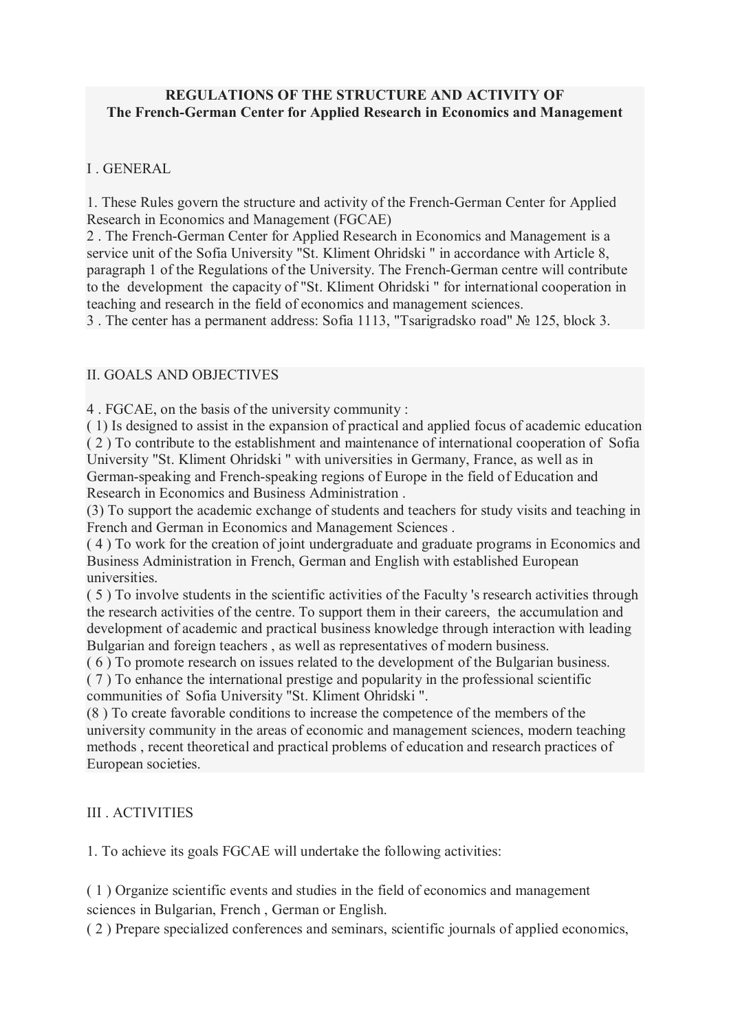**REGULATIONS OF THE STRUCTURE AND ACTIVITY OF**
**The French-German Center for Applied Research in Economics and Management**

## I . GENERAL

1. These Rules govern the structure and activity of the French-German Center for Applied Research in Economics and Management (FGCAE)
2 . The French-German Center for Applied Research in Economics and Management is a service unit of the Sofia University "St. Kliment Ohridski " in accordance with Article 8, paragraph 1 of the Regulations of the University. The French-German centre will contribute to the development the capacity of "St. Kliment Ohridski " for international cooperation in teaching and research in the field of economics and management sciences.
3 . The center has a permanent address: Sofia 1113, "Tsarigradsko road" № 125, block 3.

## II. GOALS AND OBJECTIVES

4 . FGCAE, on the basis of the university community :
( 1) Is designed to assist in the expansion of practical and applied focus of academic education
( 2 ) To contribute to the establishment and maintenance of international cooperation of Sofia University "St. Kliment Ohridski " with universities in Germany, France, as well as in German-speaking and French-speaking regions of Europe in the field of Education and Research in Economics and Business Administration .
(3) To support the academic exchange of students and teachers for study visits and teaching in French and German in Economics and Management Sciences .
( 4 ) To work for the creation of joint undergraduate and graduate programs in Economics and Business Administration in French, German and English with established European universities.
( 5 ) To involve students in the scientific activities of the Faculty 's research activities through the research activities of the centre. To support them in their careers, the accumulation and development of academic and practical business knowledge through interaction with leading Bulgarian and foreign teachers , as well as representatives of modern business.
( 6 ) To promote research on issues related to the development of the Bulgarian business.
( 7 ) To enhance the international prestige and popularity in the professional scientific communities of Sofia University "St. Kliment Ohridski ".
(8 ) To create favorable conditions to increase the competence of the members of the university community in the areas of economic and management sciences, modern teaching methods , recent theoretical and practical problems of education and research practices of European societies.

## III . ACTIVITIES

1. To achieve its goals FGCAE will undertake the following activities:

( 1 ) Organize scientific events and studies in the field of economics and management sciences in Bulgarian, French , German or English.
( 2 ) Prepare specialized conferences and seminars, scientific journals of applied economics,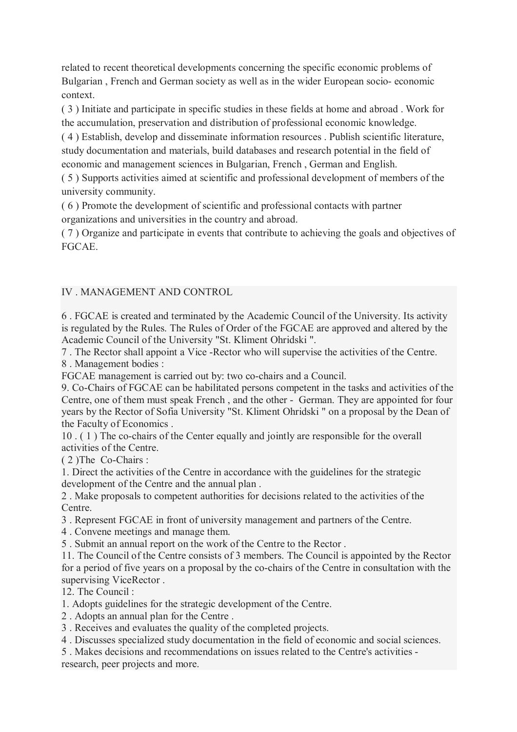related to recent theoretical developments concerning the specific economic problems of Bulgarian , French and German society as well as in the wider European socio- economic context.

( 3 ) Initiate and participate in specific studies in these fields at home and abroad . Work for the accumulation, preservation and distribution of professional economic knowledge.

( 4 ) Establish, develop and disseminate information resources . Publish scientific literature, study documentation and materials, build databases and research potential in the field of economic and management sciences in Bulgarian, French , German and English.

( 5 ) Supports activities aimed at scientific and professional development of members of the university community.

( 6 ) Promote the development of scientific and professional contacts with partner organizations and universities in the country and abroad.

( 7 ) Organize and participate in events that contribute to achieving the goals and objectives of FGCAE.

## IV . MANAGEMENT AND CONTROL

6 . FGCAE is created and terminated by the Academic Council of the University. Its activity is regulated by the Rules. The Rules of Order of the FGCAE are approved and altered by the Academic Council of the University "St. Kliment Ohridski ".

7 . The Rector shall appoint a Vice -Rector who will supervise the activities of the Centre.

8 . Management bodies :

FGCAE management is carried out by: two co-chairs and a Council.

9. Co-Chairs of FGCAE can be habilitated persons competent in the tasks and activities of the Centre, one of them must speak French , and the other - German. They are appointed for four years by the Rector of Sofia University "St. Kliment Ohridski " on a proposal by the Dean of the Faculty of Economics .

10 . ( 1 ) The co-chairs of the Center equally and jointly are responsible for the overall activities of the Centre.

( 2 )The Co-Chairs :

1. Direct the activities of the Centre in accordance with the guidelines for the strategic development of the Centre and the annual plan .
2. Make proposals to competent authorities for decisions related to the activities of the Centre.
3. Represent FGCAE in front of university management and partners of the Centre.
4. Convene meetings and manage them.
5. Submit an annual report on the work of the Centre to the Rector .

11. The Council of the Centre consists of 3 members. The Council is appointed by the Rector for a period of five years on a proposal by the co-chairs of the Centre in consultation with the supervising ViceRector .

12. The Council :

1. Adopts guidelines for the strategic development of the Centre.
2. Adopts an annual plan for the Centre .
3. Receives and evaluates the quality of the completed projects.
4. Discusses specialized study documentation in the field of economic and social sciences.
5. Makes decisions and recommendations on issues related to the Centre's activities - research, peer projects and more.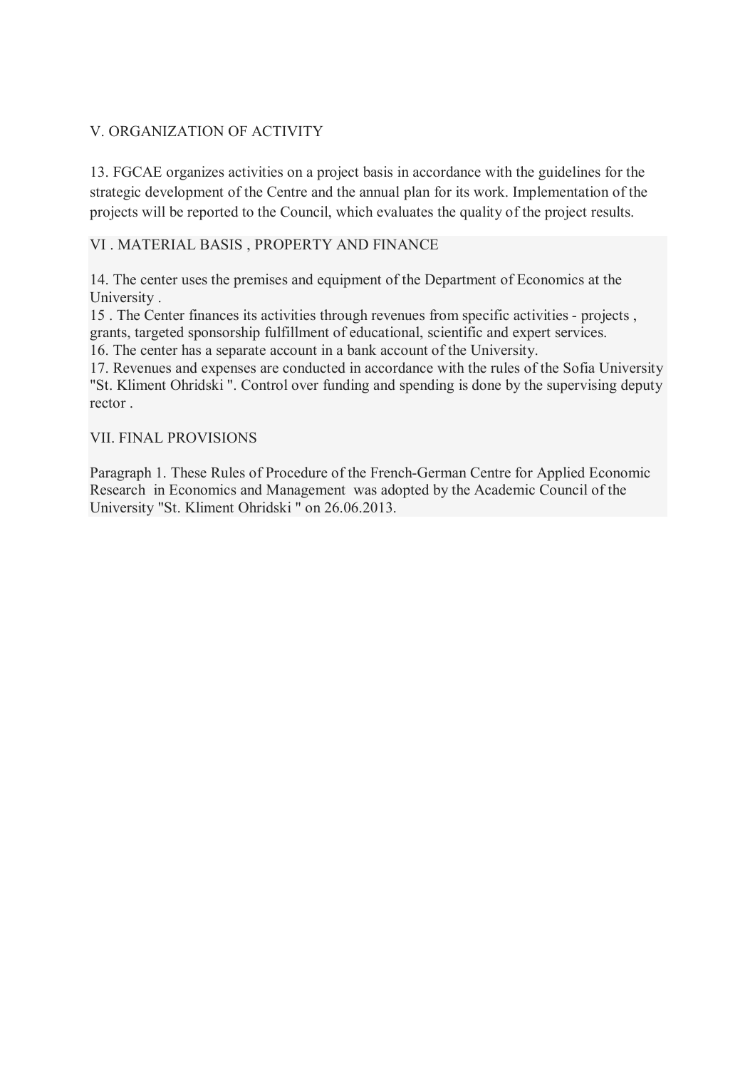## V. ORGANIZATION OF ACTIVITY

13. FGCAE organizes activities on a project basis in accordance with the guidelines for the strategic development of the Centre and the annual plan for its work. Implementation of the projects will be reported to the Council, which evaluates the quality of the project results.

## VI . MATERIAL BASIS , PROPERTY AND FINANCE

14. The center uses the premises and equipment of the Department of Economics at the University .
15 . The Center finances its activities through revenues from specific activities - projects , grants, targeted sponsorship fulfillment of educational, scientific and expert services.
16. The center has a separate account in a bank account of the University.
17. Revenues and expenses are conducted in accordance with the rules of the Sofia University "St. Kliment Ohridski ". Control over funding and spending is done by the supervising deputy rector .

## VII. FINAL PROVISIONS

Paragraph 1. These Rules of Procedure of the French-German Centre for Applied Economic Research in Economics and Management was adopted by the Academic Council of the University "St. Kliment Ohridski " on 26.06.2013.